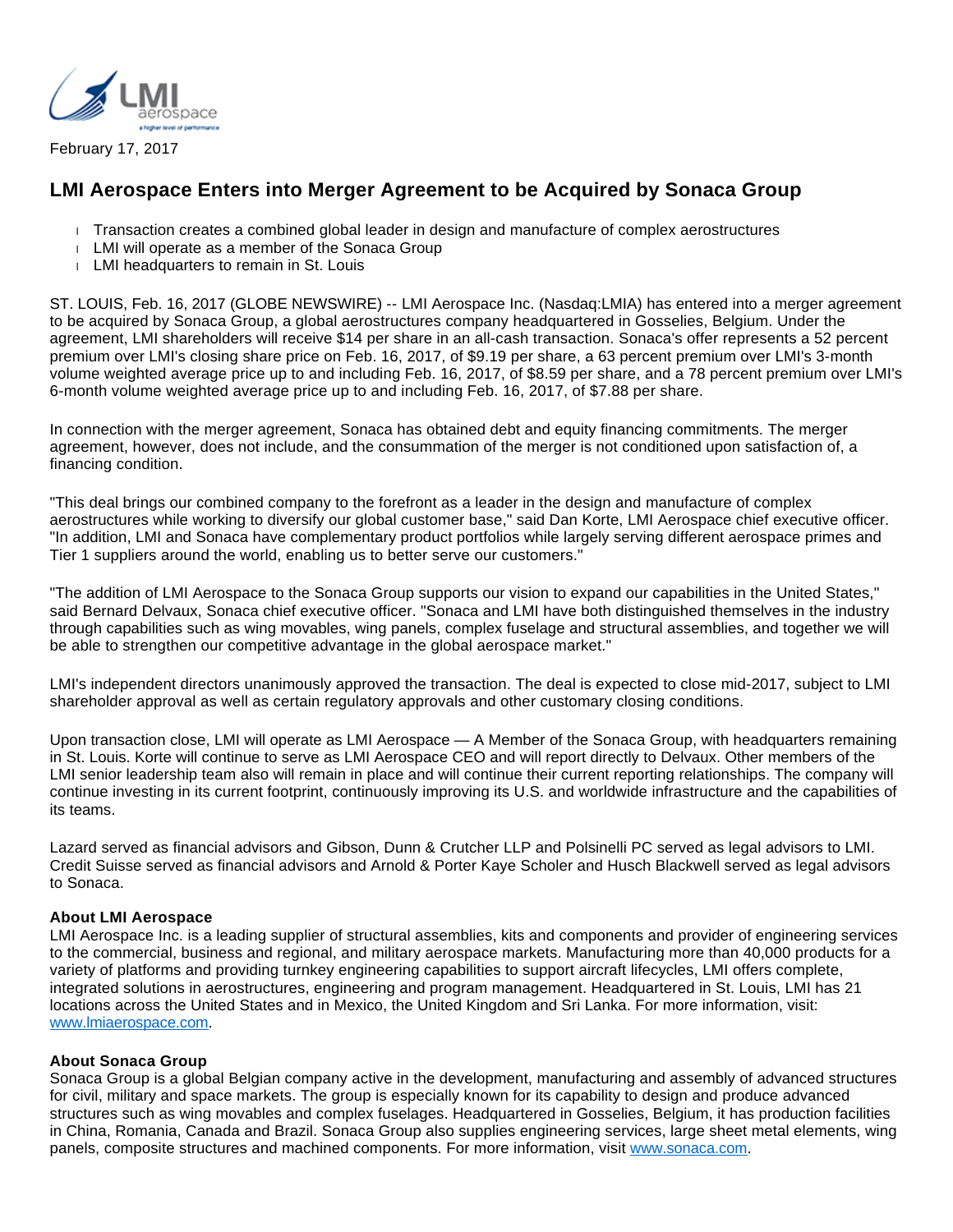February 17, 2017

# LMI Aerospace Enters into Merger Agreement to be Acquired by Sonaca Group

- Transaction creates a combined global leader in design and manufacture of complex aerostructures
- LMI will operate as a member of the Sonaca Group
- LMI headquarters to remain in St. Louis

ST. LOUIS, Feb. 16, 2017 (GLOBE NEWSWIRE) -- LMI Aerospace Inc. (Nasdaq:LMIA) has entered into a merger agreement to be acquired by Sonaca Group, a global aerostructures company headquartered in Gosselies, Belgium. Under the agreement, LMI shareholders will receive $14 per share in an all-cash transaction. Sonaca's offer represents a 52 percent premium over LMI's closing share price on Feb. 16, 2017, of $9.19 per share, a 63 percent premium over LMI's 3-month volume weighted average price up to and including Feb. 16, 2017, of $8.59 per share, and a 78 percent premium over LMI's 6-month volume weighted average price up to and including Feb. 16, 2017, of $7.88 per share.

In connection with the merger agreement, Sonaca has obtained debt and equity financing commitments. The merger agreement, however, does not include, and the consummation of the merger is not conditioned upon satisfaction of, a financing condition.

"This deal brings our combined company to the forefront as a leader in the design and manufacture of complex aerostructures while working to diversify our global customer base," said Dan Korte, LMI Aerospace chief executive officer. "In addition, LMI and Sonaca have complementary product portfolios while largely serving different aerospace primes and Tier 1 suppliers around the world, enabling us to better serve our customers."

"The addition of LMI Aerospace to the Sonaca Group supports our vision to expand our capabilities in the United States," said Bernard Delvaux, Sonaca chief executive officer. "Sonaca and LMI have both distinguished themselves in the industry through capabilities such as wing movables, wing panels, complex fuselage and structural assemblies, and together we will be able to strengthen our competitive advantage in the global aerospace market."

LMI's independent directors unanimously approved the transaction. The deal is expected to close mid-2017, subject to LMI shareholder approval as well as certain regulatory approvals and other customary closing conditions.

Upon transaction close, LMI will operate as LMI Aerospace — A Member of the Sonaca Group, with headquarters remaining in St. Louis. Korte will continue to serve as LMI Aerospace CEO and will report directly to Delvaux. Other members of the LMI senior leadership team also will remain in place and will continue their current reporting relationships. The company will continue investing in its current footprint, continuously improving its U.S. and worldwide infrastructure and the capabilities of its teams.

Lazard served as financial advisors and Gibson, Dunn & Crutcher LLP and Polsinelli PC served as legal advisors to LMI. Credit Suisse served as financial advisors and Arnold & Porter Kaye Scholer and Husch Blackwell served as legal advisors to Sonaca.

**About LMI Aerospace**

LMI Aerospace Inc. is a leading supplier of structural assemblies, kits and components and provider of engineering services to the commercial, business and regional, and military aerospace markets. Manufacturing more than 40,000 products for a variety of platforms and providing turnkey engineering capabilities to support aircraft lifecycles, LMI offers complete, integrated solutions in aerostructures, engineering and program management. Headquartered in St. Louis, LMI has 21 locations across the United States and in Mexico, the United Kingdom and Sri Lanka. For more information, visit: www.lmiaerospace.com.

**About Sonaca Group**

Sonaca Group is a global Belgian company active in the development, manufacturing and assembly of advanced structures for civil, military and space markets. The group is especially known for its capability to design and produce advanced structures such as wing movables and complex fuselages. Headquartered in Gosselies, Belgium, it has production facilities in China, Romania, Canada and Brazil. Sonaca Group also supplies engineering services, large sheet metal elements, wing panels, composite structures and machined components. For more information, visit www.sonaca.com.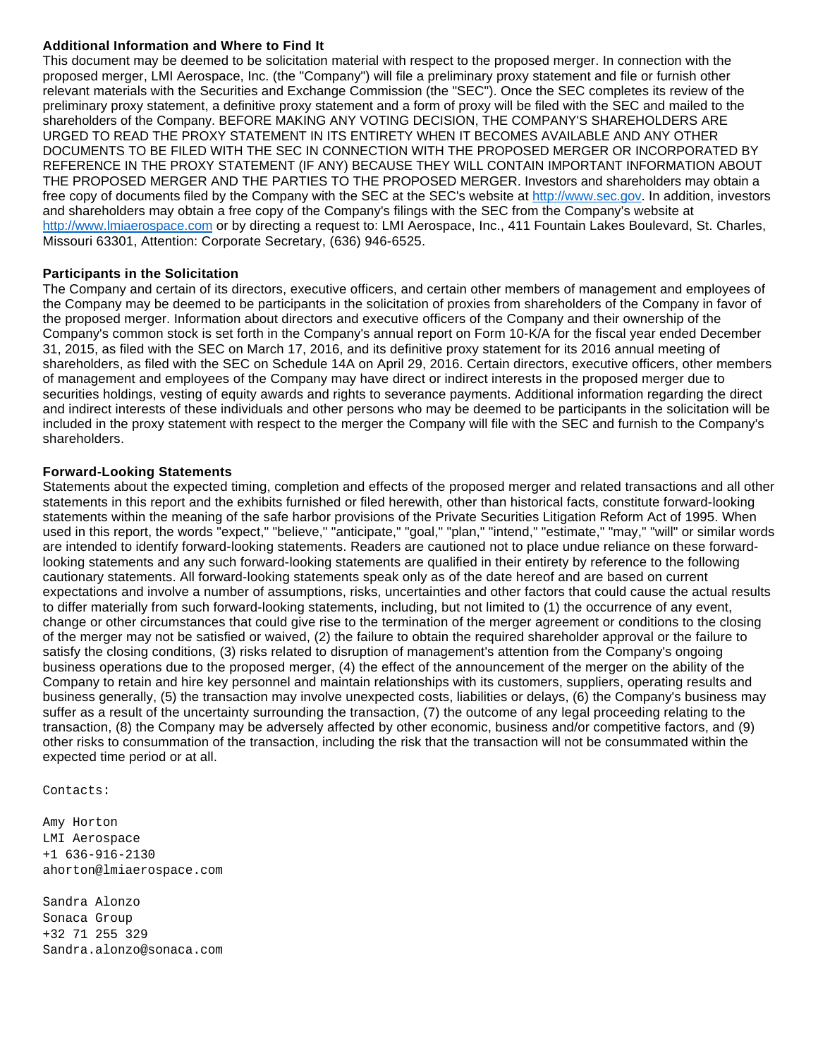**Additional Information and Where to Find It**

This document may be deemed to be solicitation material with respect to the proposed merger. In connection with the proposed merger, LMI Aerospace, Inc. (the "Company") will file a preliminary proxy statement and file or furnish other relevant materials with the Securities and Exchange Commission (the "SEC"). Once the SEC completes its review of the preliminary proxy statement, a definitive proxy statement and a form of proxy will be filed with the SEC and mailed to the shareholders of the Company. BEFORE MAKING ANY VOTING DECISION, THE COMPANY'S SHAREHOLDERS ARE URGED TO READ THE PROXY STATEMENT IN ITS ENTIRETY WHEN IT BECOMES AVAILABLE AND ANY OTHER DOCUMENTS TO BE FILED WITH THE SEC IN CONNECTION WITH THE PROPOSED MERGER OR INCORPORATED BY REFERENCE IN THE PROXY STATEMENT (IF ANY) BECAUSE THEY WILL CONTAIN IMPORTANT INFORMATION ABOUT THE PROPOSED MERGER AND THE PARTIES TO THE PROPOSED MERGER. Investors and shareholders may obtain a free copy of documents filed by the Company with the SEC at the SEC's website at http://www.sec.gov. In addition, investors and shareholders may obtain a free copy of the Company's filings with the SEC from the Company's website at http://www.lmiaerospace.com or by directing a request to: LMI Aerospace, Inc., 411 Fountain Lakes Boulevard, St. Charles, Missouri 63301, Attention: Corporate Secretary, (636) 946-6525.

**Participants in the Solicitation**

The Company and certain of its directors, executive officers, and certain other members of management and employees of the Company may be deemed to be participants in the solicitation of proxies from shareholders of the Company in favor of the proposed merger. Information about directors and executive officers of the Company and their ownership of the Company's common stock is set forth in the Company's annual report on Form 10-K/A for the fiscal year ended December 31, 2015, as filed with the SEC on March 17, 2016, and its definitive proxy statement for its 2016 annual meeting of shareholders, as filed with the SEC on Schedule 14A on April 29, 2016. Certain directors, executive officers, other members of management and employees of the Company may have direct or indirect interests in the proposed merger due to securities holdings, vesting of equity awards and rights to severance payments. Additional information regarding the direct and indirect interests of these individuals and other persons who may be deemed to be participants in the solicitation will be included in the proxy statement with respect to the merger the Company will file with the SEC and furnish to the Company's shareholders.

**Forward-Looking Statements**

Statements about the expected timing, completion and effects of the proposed merger and related transactions and all other statements in this report and the exhibits furnished or filed herewith, other than historical facts, constitute forward-looking statements within the meaning of the safe harbor provisions of the Private Securities Litigation Reform Act of 1995. When used in this report, the words "expect," "believe," "anticipate," "goal," "plan," "intend," "estimate," "may," "will" or similar words are intended to identify forward-looking statements. Readers are cautioned not to place undue reliance on these forward-looking statements and any such forward-looking statements are qualified in their entirety by reference to the following cautionary statements. All forward-looking statements speak only as of the date hereof and are based on current expectations and involve a number of assumptions, risks, uncertainties and other factors that could cause the actual results to differ materially from such forward-looking statements, including, but not limited to (1) the occurrence of any event, change or other circumstances that could give rise to the termination of the merger agreement or conditions to the closing of the merger may not be satisfied or waived, (2) the failure to obtain the required shareholder approval or the failure to satisfy the closing conditions, (3) risks related to disruption of management's attention from the Company's ongoing business operations due to the proposed merger, (4) the effect of the announcement of the merger on the ability of the Company to retain and hire key personnel and maintain relationships with its customers, suppliers, operating results and business generally, (5) the transaction may involve unexpected costs, liabilities or delays, (6) the Company's business may suffer as a result of the uncertainty surrounding the transaction, (7) the outcome of any legal proceeding relating to the transaction, (8) the Company may be adversely affected by other economic, business and/or competitive factors, and (9) other risks to consummation of the transaction, including the risk that the transaction will not be consummated within the expected time period or at all.

Contacts:

Amy Horton
LMI Aerospace
+1 636-916-2130
ahorton@lmiaerospace.com

Sandra Alonzo
Sonaca Group
+32 71 255 329
Sandra.alonzo@sonaca.com